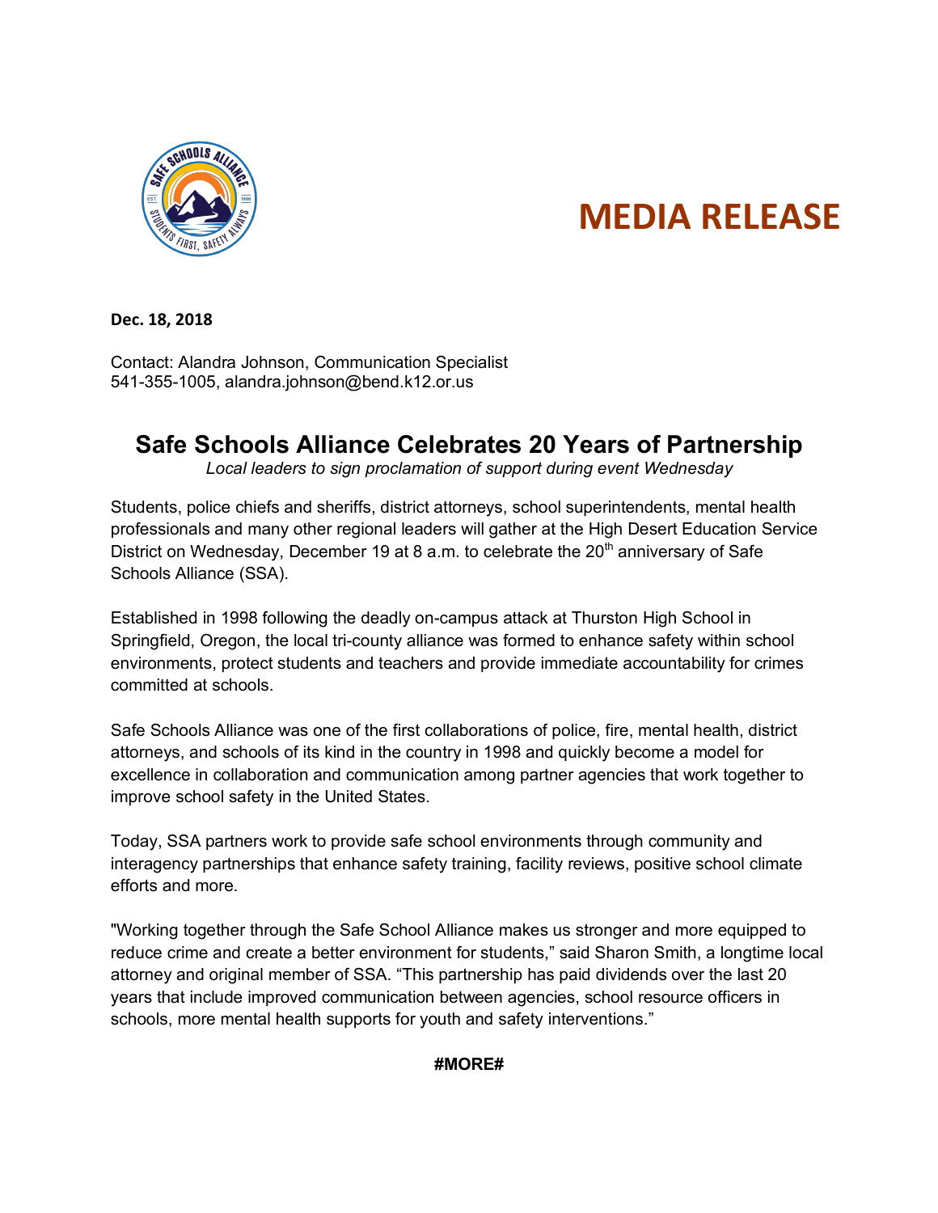# MEDIA RELEASE

**Dec. 18, 2018**

Contact: Alandra Johnson, Communication Specialist
541-355-1005, alandra.johnson@bend.k12.or.us

## Safe Schools Alliance Celebrates 20 Years of Partnership

*Local leaders to sign proclamation of support during event Wednesday*

Students, police chiefs and sheriffs, district attorneys, school superintendents, mental health professionals and many other regional leaders will gather at the High Desert Education Service District on Wednesday, December 19 at 8 a.m. to celebrate the 20th anniversary of Safe Schools Alliance (SSA).

Established in 1998 following the deadly on-campus attack at Thurston High School in Springfield, Oregon, the local tri-county alliance was formed to enhance safety within school environments, protect students and teachers and provide immediate accountability for crimes committed at schools.

Safe Schools Alliance was one of the first collaborations of police, fire, mental health, district attorneys, and schools of its kind in the country in 1998 and quickly become a model for excellence in collaboration and communication among partner agencies that work together to improve school safety in the United States.

Today, SSA partners work to provide safe school environments through community and interagency partnerships that enhance safety training, facility reviews, positive school climate efforts and more.

"Working together through the Safe School Alliance makes us stronger and more equipped to reduce crime and create a better environment for students," said Sharon Smith, a longtime local attorney and original member of SSA. "This partnership has paid dividends over the last 20 years that include improved communication between agencies, school resource officers in schools, more mental health supports for youth and safety interventions."

**#MORE#**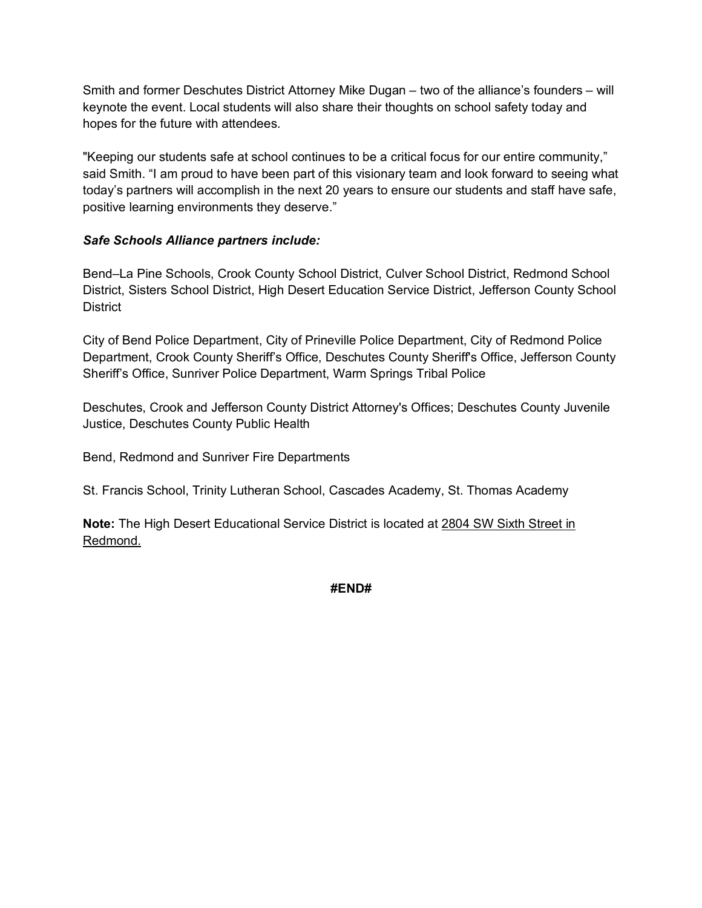Smith and former Deschutes District Attorney Mike Dugan – two of the alliance's founders – will keynote the event. Local students will also share their thoughts on school safety today and hopes for the future with attendees.

"Keeping our students safe at school continues to be a critical focus for our entire community," said Smith. "I am proud to have been part of this visionary team and look forward to seeing what today's partners will accomplish in the next 20 years to ensure our students and staff have safe, positive learning environments they deserve."

***Safe Schools Alliance partners include:***

Bend–La Pine Schools, Crook County School District, Culver School District, Redmond School District, Sisters School District, High Desert Education Service District, Jefferson County School District

City of Bend Police Department, City of Prineville Police Department, City of Redmond Police Department, Crook County Sheriff's Office, Deschutes County Sheriff's Office, Jefferson County Sheriff's Office, Sunriver Police Department, Warm Springs Tribal Police

Deschutes, Crook and Jefferson County District Attorney's Offices; Deschutes County Juvenile Justice, Deschutes County Public Health

Bend, Redmond and Sunriver Fire Departments

St. Francis School, Trinity Lutheran School, Cascades Academy, St. Thomas Academy

**Note:** The High Desert Educational Service District is located at 2804 SW Sixth Street in Redmond.

**#END#**